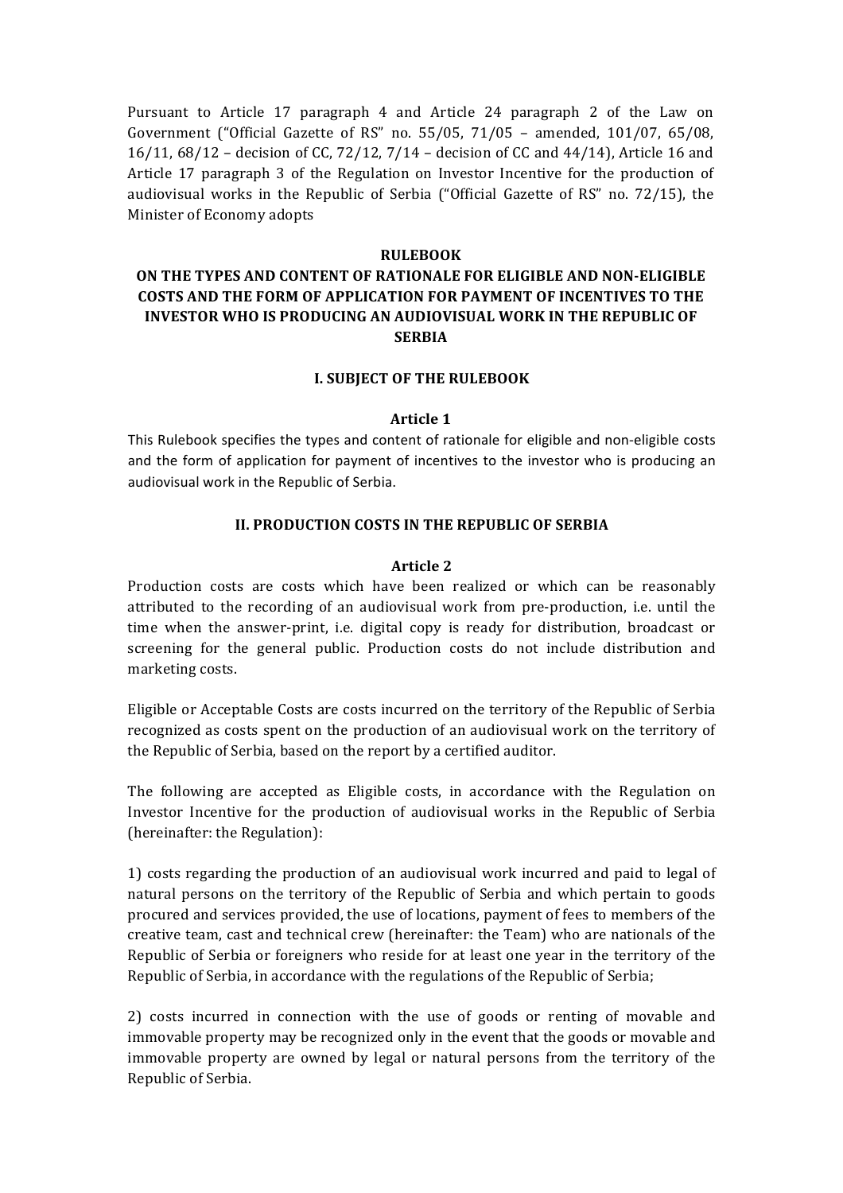Pursuant to Article 17 paragraph 4 and Article 24 paragraph 2 of the Law on Government ("Official Gazette of RS" no. 55/05, 71/05 – amended, 101/07, 65/08, 16/11, 68/12 – decision of CC, 72/12, 7/14 – decision of CC and 44/14), Article 16 and Article 17 paragraph 3 of the Regulation on Investor Incentive for the production of audiovisual works in the Republic of Serbia ("Official Gazette of RS" no. 72/15), the Minister of Economy adopts

# RULEBOOK

# ON THE TYPES AND CONTENT OF RATIONALE FOR ELIGIBLE AND NON-ELIGIBLE COSTS AND THE FORM OF APPLICATION FOR PAYMENT OF INCENTIVES TO THE INVESTOR WHO IS PRODUCING AN AUDIOVISUAL WORK IN THE REPUBLIC OF SERBIA

## I. SUBJECT OF THE RULEBOOK

### Article 1

This Rulebook specifies the types and content of rationale for eligible and non-eligible costs and the form of application for payment of incentives to the investor who is producing an audiovisual work in the Republic of Serbia.

## II. PRODUCTION COSTS IN THE REPUBLIC OF SERBIA

### Article 2

Production costs are costs which have been realized or which can be reasonably attributed to the recording of an audiovisual work from pre-production, i.e. until the time when the answer-print, i.e. digital copy is ready for distribution, broadcast or screening for the general public. Production costs do not include distribution and marketing costs.

Eligible or Acceptable Costs are costs incurred on the territory of the Republic of Serbia recognized as costs spent on the production of an audiovisual work on the territory of the Republic of Serbia, based on the report by a certified auditor.

The following are accepted as Eligible costs, in accordance with the Regulation on Investor Incentive for the production of audiovisual works in the Republic of Serbia (hereinafter: the Regulation):

1) costs regarding the production of an audiovisual work incurred and paid to legal of natural persons on the territory of the Republic of Serbia and which pertain to goods procured and services provided, the use of locations, payment of fees to members of the creative team, cast and technical crew (hereinafter: the Team) who are nationals of the Republic of Serbia or foreigners who reside for at least one year in the territory of the Republic of Serbia, in accordance with the regulations of the Republic of Serbia;

2) costs incurred in connection with the use of goods or renting of movable and immovable property may be recognized only in the event that the goods or movable and immovable property are owned by legal or natural persons from the territory of the Republic of Serbia.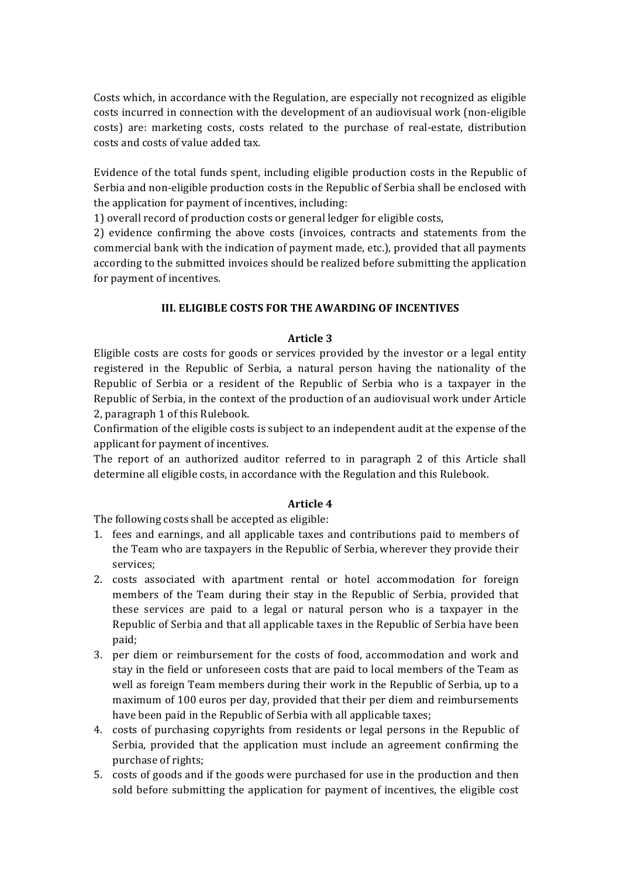Costs which, in accordance with the Regulation, are especially not recognized as eligible costs incurred in connection with the development of an audiovisual work (non-eligible costs) are: marketing costs, costs related to the purchase of real-estate, distribution costs and costs of value added tax.

Evidence of the total funds spent, including eligible production costs in the Republic of Serbia and non-eligible production costs in the Republic of Serbia shall be enclosed with the application for payment of incentives, including:

1) overall record of production costs or general ledger for eligible costs,

2) evidence confirming the above costs (invoices, contracts and statements from the commercial bank with the indication of payment made, etc.), provided that all payments according to the submitted invoices should be realized before submitting the application for payment of incentives.

## III. ELIGIBLE COSTS FOR THE AWARDING OF INCENTIVES

### Article 3

Eligible costs are costs for goods or services provided by the investor or a legal entity registered in the Republic of Serbia, a natural person having the nationality of the Republic of Serbia or a resident of the Republic of Serbia who is a taxpayer in the Republic of Serbia, in the context of the production of an audiovisual work under Article 2, paragraph 1 of this Rulebook.

Confirmation of the eligible costs is subject to an independent audit at the expense of the applicant for payment of incentives.

The report of an authorized auditor referred to in paragraph 2 of this Article shall determine all eligible costs, in accordance with the Regulation and this Rulebook.

### Article 4

The following costs shall be accepted as eligible:

1. fees and earnings, and all applicable taxes and contributions paid to members of the Team who are taxpayers in the Republic of Serbia, wherever they provide their services;
2. costs associated with apartment rental or hotel accommodation for foreign members of the Team during their stay in the Republic of Serbia, provided that these services are paid to a legal or natural person who is a taxpayer in the Republic of Serbia and that all applicable taxes in the Republic of Serbia have been paid;
3. per diem or reimbursement for the costs of food, accommodation and work and stay in the field or unforeseen costs that are paid to local members of the Team as well as foreign Team members during their work in the Republic of Serbia, up to a maximum of 100 euros per day, provided that their per diem and reimbursements have been paid in the Republic of Serbia with all applicable taxes;
4. costs of purchasing copyrights from residents or legal persons in the Republic of Serbia, provided that the application must include an agreement confirming the purchase of rights;
5. costs of goods and if the goods were purchased for use in the production and then sold before submitting the application for payment of incentives, the eligible cost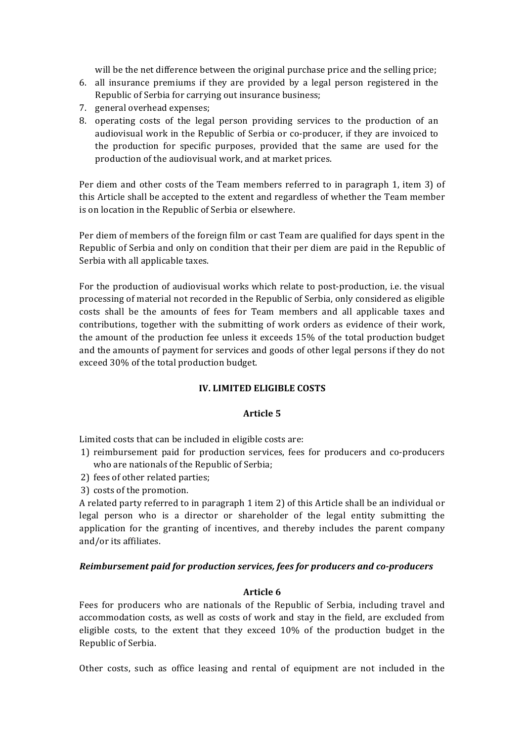will be the net difference between the original purchase price and the selling price;

6. all insurance premiums if they are provided by a legal person registered in the Republic of Serbia for carrying out insurance business;
7. general overhead expenses;
8. operating costs of the legal person providing services to the production of an audiovisual work in the Republic of Serbia or co-producer, if they are invoiced to the production for specific purposes, provided that the same are used for the production of the audiovisual work, and at market prices.

Per diem and other costs of the Team members referred to in paragraph 1, item 3) of this Article shall be accepted to the extent and regardless of whether the Team member is on location in the Republic of Serbia or elsewhere.

Per diem of members of the foreign film or cast Team are qualified for days spent in the Republic of Serbia and only on condition that their per diem are paid in the Republic of Serbia with all applicable taxes.

For the production of audiovisual works which relate to post-production, i.e. the visual processing of material not recorded in the Republic of Serbia, only considered as eligible costs shall be the amounts of fees for Team members and all applicable taxes and contributions, together with the submitting of work orders as evidence of their work, the amount of the production fee unless it exceeds 15% of the total production budget and the amounts of payment for services and goods of other legal persons if they do not exceed 30% of the total production budget.

## IV. LIMITED ELIGIBLE COSTS

### Article 5

Limited costs that can be included in eligible costs are:

1) reimbursement paid for production services, fees for producers and co-producers who are nationals of the Republic of Serbia;
2) fees of other related parties;
3) costs of the promotion.

A related party referred to in paragraph 1 item 2) of this Article shall be an individual or legal person who is a director or shareholder of the legal entity submitting the application for the granting of incentives, and thereby includes the parent company and/or its affiliates.

***Reimbursement paid for production services, fees for producers and co-producers***

### Article 6

Fees for producers who are nationals of the Republic of Serbia, including travel and accommodation costs, as well as costs of work and stay in the field, are excluded from eligible costs, to the extent that they exceed 10% of the production budget in the Republic of Serbia.

Other costs, such as office leasing and rental of equipment are not included in the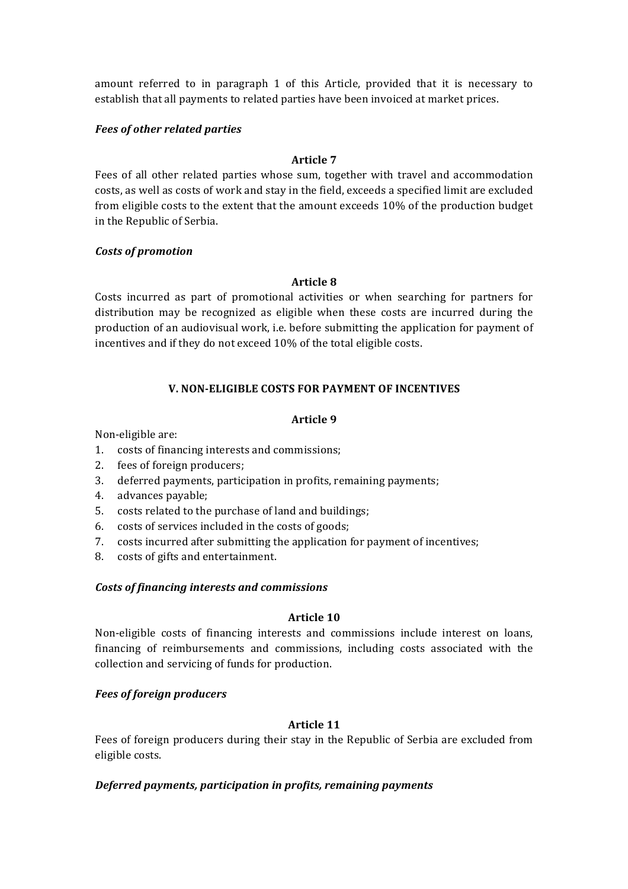amount referred to in paragraph 1 of this Article, provided that it is necessary to establish that all payments to related parties have been invoiced at market prices.

***Fees of other related parties***

**Article 7**

Fees of all other related parties whose sum, together with travel and accommodation costs, as well as costs of work and stay in the field, exceeds a specified limit are excluded from eligible costs to the extent that the amount exceeds 10% of the production budget in the Republic of Serbia.

***Costs of promotion***

**Article 8**

Costs incurred as part of promotional activities or when searching for partners for distribution may be recognized as eligible when these costs are incurred during the production of an audiovisual work, i.e. before submitting the application for payment of incentives and if they do not exceed 10% of the total eligible costs.

## V. NON-ELIGIBLE COSTS FOR PAYMENT OF INCENTIVES

**Article 9**

Non-eligible are:

1. costs of financing interests and commissions;
2. fees of foreign producers;
3. deferred payments, participation in profits, remaining payments;
4. advances payable;
5. costs related to the purchase of land and buildings;
6. costs of services included in the costs of goods;
7. costs incurred after submitting the application for payment of incentives;
8. costs of gifts and entertainment.

***Costs of financing interests and commissions***

**Article 10**

Non-eligible costs of financing interests and commissions include interest on loans, financing of reimbursements and commissions, including costs associated with the collection and servicing of funds for production.

***Fees of foreign producers***

**Article 11**

Fees of foreign producers during their stay in the Republic of Serbia are excluded from eligible costs.

***Deferred payments, participation in profits, remaining payments***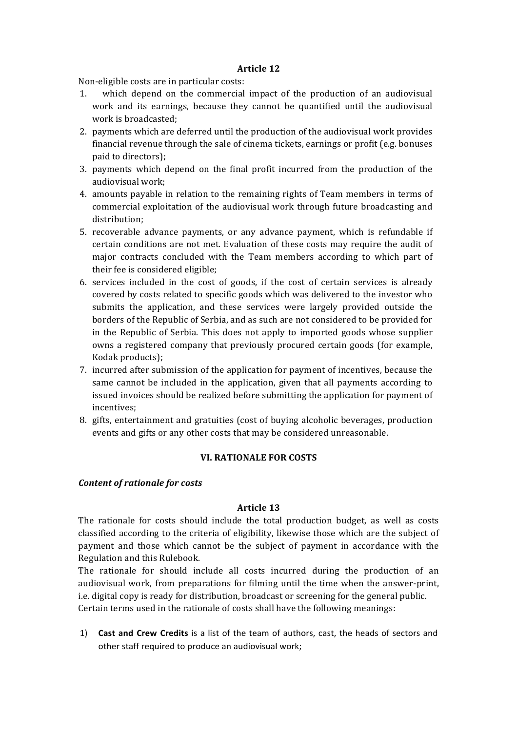### Article 12

Non-eligible costs are in particular costs:

1. which depend on the commercial impact of the production of an audiovisual work and its earnings, because they cannot be quantified until the audiovisual work is broadcasted;
2. payments which are deferred until the production of the audiovisual work provides financial revenue through the sale of cinema tickets, earnings or profit (e.g. bonuses paid to directors);
3. payments which depend on the final profit incurred from the production of the audiovisual work;
4. amounts payable in relation to the remaining rights of Team members in terms of commercial exploitation of the audiovisual work through future broadcasting and distribution;
5. recoverable advance payments, or any advance payment, which is refundable if certain conditions are not met. Evaluation of these costs may require the audit of major contracts concluded with the Team members according to which part of their fee is considered eligible;
6. services included in the cost of goods, if the cost of certain services is already covered by costs related to specific goods which was delivered to the investor who submits the application, and these services were largely provided outside the borders of the Republic of Serbia, and as such are not considered to be provided for in the Republic of Serbia. This does not apply to imported goods whose supplier owns a registered company that previously procured certain goods (for example, Kodak products);
7. incurred after submission of the application for payment of incentives, because the same cannot be included in the application, given that all payments according to issued invoices should be realized before submitting the application for payment of incentives;
8. gifts, entertainment and gratuities (cost of buying alcoholic beverages, production events and gifts or any other costs that may be considered unreasonable.

## VI. RATIONALE FOR COSTS

***Content of rationale for costs***

### Article 13

The rationale for costs should include the total production budget, as well as costs classified according to the criteria of eligibility, likewise those which are the subject of payment and those which cannot be the subject of payment in accordance with the Regulation and this Rulebook.

The rationale for should include all costs incurred during the production of an audiovisual work, from preparations for filming until the time when the answer-print, i.e. digital copy is ready for distribution, broadcast or screening for the general public.

Certain terms used in the rationale of costs shall have the following meanings:

1) **Cast and Crew Credits** is a list of the team of authors, cast, the heads of sectors and other staff required to produce an audiovisual work;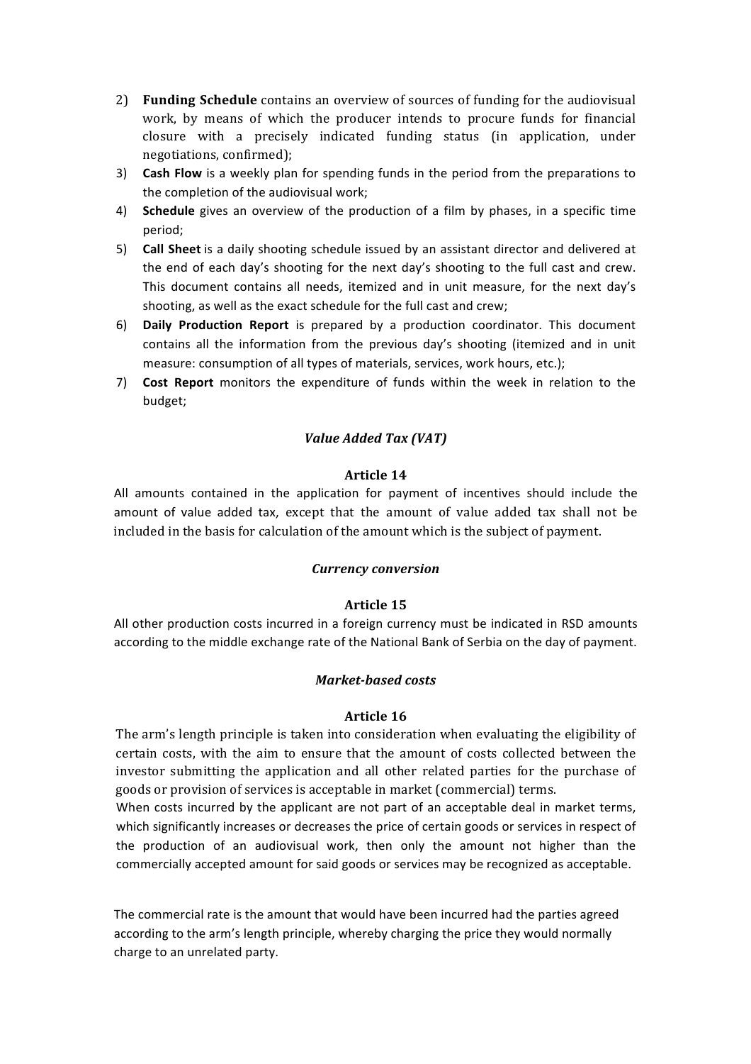2) **Funding Schedule** contains an overview of sources of funding for the audiovisual work, by means of which the producer intends to procure funds for financial closure with a precisely indicated funding status (in application, under negotiations, confirmed);
3) **Cash Flow** is a weekly plan for spending funds in the period from the preparations to the completion of the audiovisual work;
4) **Schedule** gives an overview of the production of a film by phases, in a specific time period;
5) **Call Sheet** is a daily shooting schedule issued by an assistant director and delivered at the end of each day's shooting for the next day's shooting to the full cast and crew. This document contains all needs, itemized and in unit measure, for the next day's shooting, as well as the exact schedule for the full cast and crew;
6) **Daily Production Report** is prepared by a production coordinator. This document contains all the information from the previous day's shooting (itemized and in unit measure: consumption of all types of materials, services, work hours, etc.);
7) **Cost Report** monitors the expenditure of funds within the week in relation to the budget;

### *Value Added Tax (VAT)*

**Article 14**

All amounts contained in the application for payment of incentives should include the amount of value added tax, except that the amount of value added tax shall not be included in the basis for calculation of the amount which is the subject of payment.

### *Currency conversion*

**Article 15**

All other production costs incurred in a foreign currency must be indicated in RSD amounts according to the middle exchange rate of the National Bank of Serbia on the day of payment.

### *Market-based costs*

**Article 16**

The arm's length principle is taken into consideration when evaluating the eligibility of certain costs, with the aim to ensure that the amount of costs collected between the investor submitting the application and all other related parties for the purchase of goods or provision of services is acceptable in market (commercial) terms.

When costs incurred by the applicant are not part of an acceptable deal in market terms, which significantly increases or decreases the price of certain goods or services in respect of the production of an audiovisual work, then only the amount not higher than the commercially accepted amount for said goods or services may be recognized as acceptable.

The commercial rate is the amount that would have been incurred had the parties agreed according to the arm's length principle, whereby charging the price they would normally charge to an unrelated party.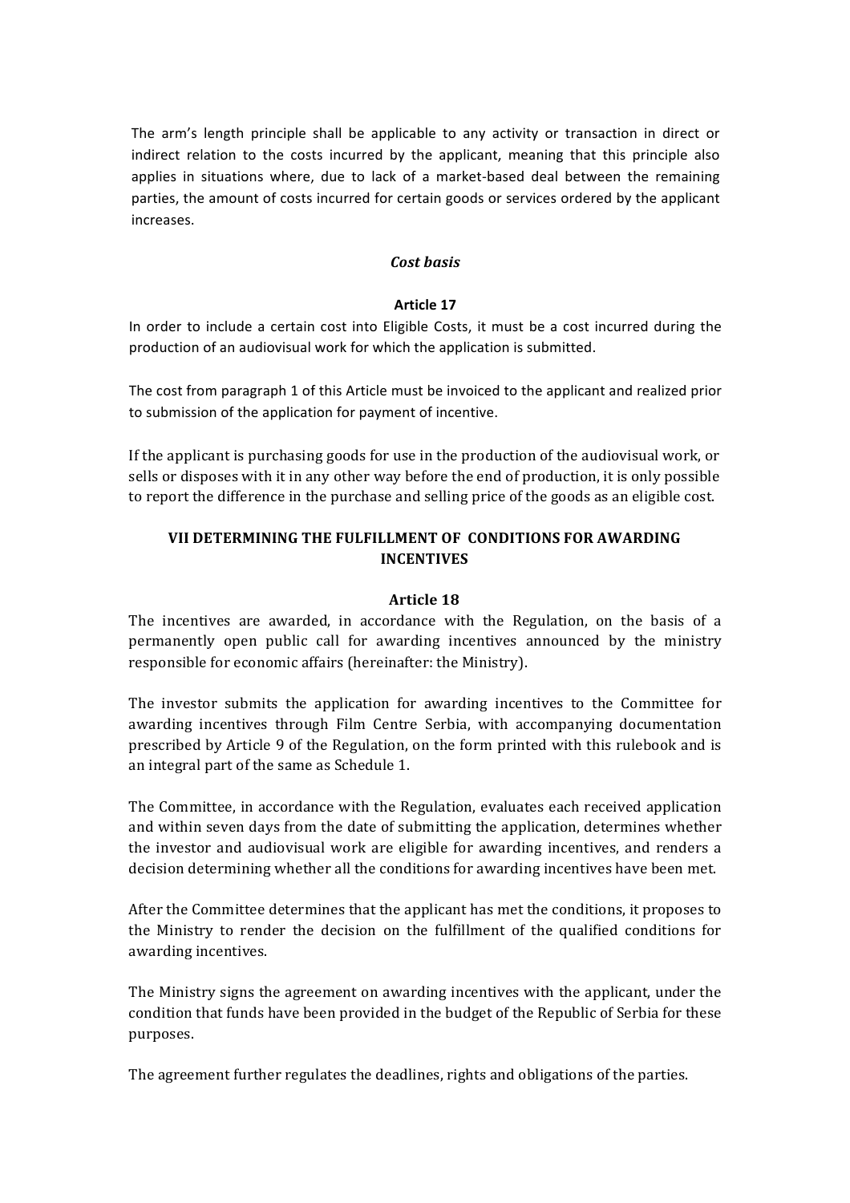The arm's length principle shall be applicable to any activity or transaction in direct or indirect relation to the costs incurred by the applicant, meaning that this principle also applies in situations where, due to lack of a market-based deal between the remaining parties, the amount of costs incurred for certain goods or services ordered by the applicant increases.

### *Cost basis*

**Article 17**

In order to include a certain cost into Eligible Costs, it must be a cost incurred during the production of an audiovisual work for which the application is submitted.

The cost from paragraph 1 of this Article must be invoiced to the applicant and realized prior to submission of the application for payment of incentive.

If the applicant is purchasing goods for use in the production of the audiovisual work, or sells or disposes with it in any other way before the end of production, it is only possible to report the difference in the purchase and selling price of the goods as an eligible cost.

## VII DETERMINING THE FULFILLMENT OF CONDITIONS FOR AWARDING INCENTIVES

**Article 18**

The incentives are awarded, in accordance with the Regulation, on the basis of a permanently open public call for awarding incentives announced by the ministry responsible for economic affairs (hereinafter: the Ministry).

The investor submits the application for awarding incentives to the Committee for awarding incentives through Film Centre Serbia, with accompanying documentation prescribed by Article 9 of the Regulation, on the form printed with this rulebook and is an integral part of the same as Schedule 1.

The Committee, in accordance with the Regulation, evaluates each received application and within seven days from the date of submitting the application, determines whether the investor and audiovisual work are eligible for awarding incentives, and renders a decision determining whether all the conditions for awarding incentives have been met.

After the Committee determines that the applicant has met the conditions, it proposes to the Ministry to render the decision on the fulfillment of the qualified conditions for awarding incentives.

The Ministry signs the agreement on awarding incentives with the applicant, under the condition that funds have been provided in the budget of the Republic of Serbia for these purposes.

The agreement further regulates the deadlines, rights and obligations of the parties.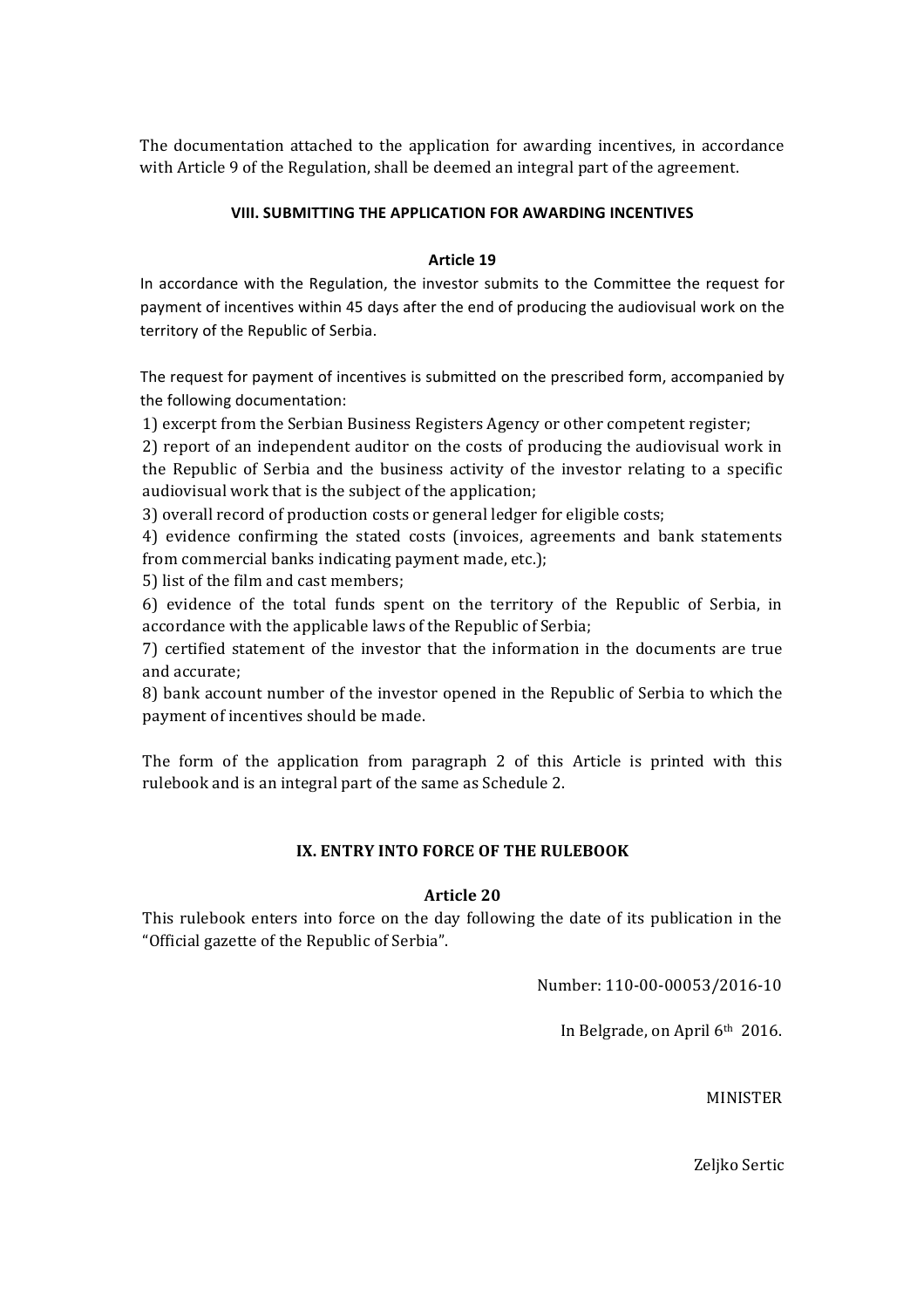The documentation attached to the application for awarding incentives, in accordance with Article 9 of the Regulation, shall be deemed an integral part of the agreement.

## VIII. SUBMITTING THE APPLICATION FOR AWARDING INCENTIVES

### Article 19

In accordance with the Regulation, the investor submits to the Committee the request for payment of incentives within 45 days after the end of producing the audiovisual work on the territory of the Republic of Serbia.

The request for payment of incentives is submitted on the prescribed form, accompanied by the following documentation:

1) excerpt from the Serbian Business Registers Agency or other competent register;
2) report of an independent auditor on the costs of producing the audiovisual work in the Republic of Serbia and the business activity of the investor relating to a specific audiovisual work that is the subject of the application;
3) overall record of production costs or general ledger for eligible costs;
4) evidence confirming the stated costs (invoices, agreements and bank statements from commercial banks indicating payment made, etc.);
5) list of the film and cast members;
6) evidence of the total funds spent on the territory of the Republic of Serbia, in accordance with the applicable laws of the Republic of Serbia;
7) certified statement of the investor that the information in the documents are true and accurate;
8) bank account number of the investor opened in the Republic of Serbia to which the payment of incentives should be made.

The form of the application from paragraph 2 of this Article is printed with this rulebook and is an integral part of the same as Schedule 2.

## IX. ENTRY INTO FORCE OF THE RULEBOOK

### Article 20

This rulebook enters into force on the day following the date of its publication in the "Official gazette of the Republic of Serbia".

Number: 110-00-00053/2016-10

In Belgrade, on April 6th 2016.

MINISTER

Zeljko Sertic